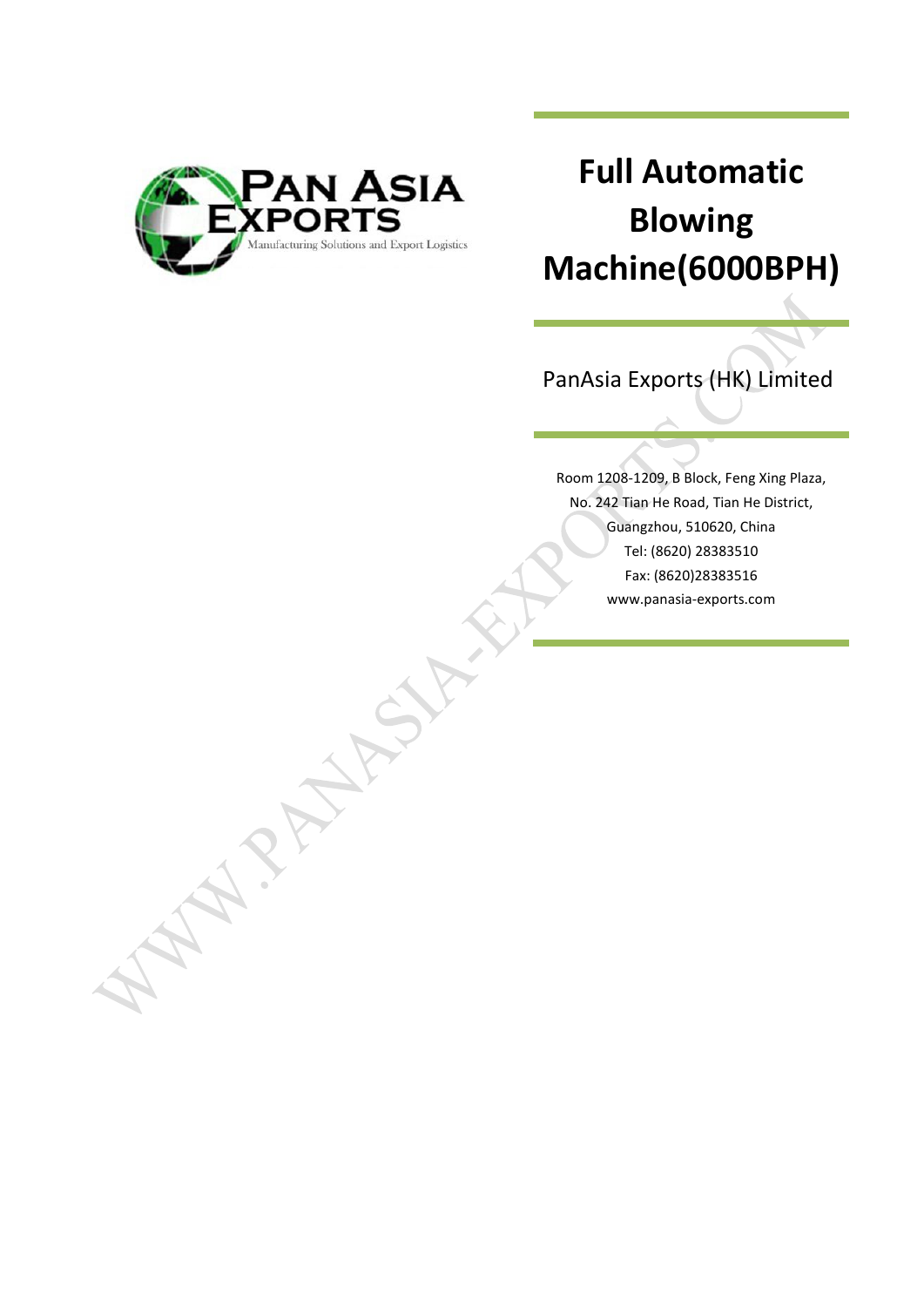# Full Automatic Blowing Machine(6000BPH)

PanAsia Exports (HK) Limited

Room 1208-1209, B Block, Feng Xing Plaza,
No. 242 Tian He Road, Tian He District,
Guangzhou, 510620, China
Tel: (8620) 28383510
Fax: (8620)28383516
www.panasia-exports.com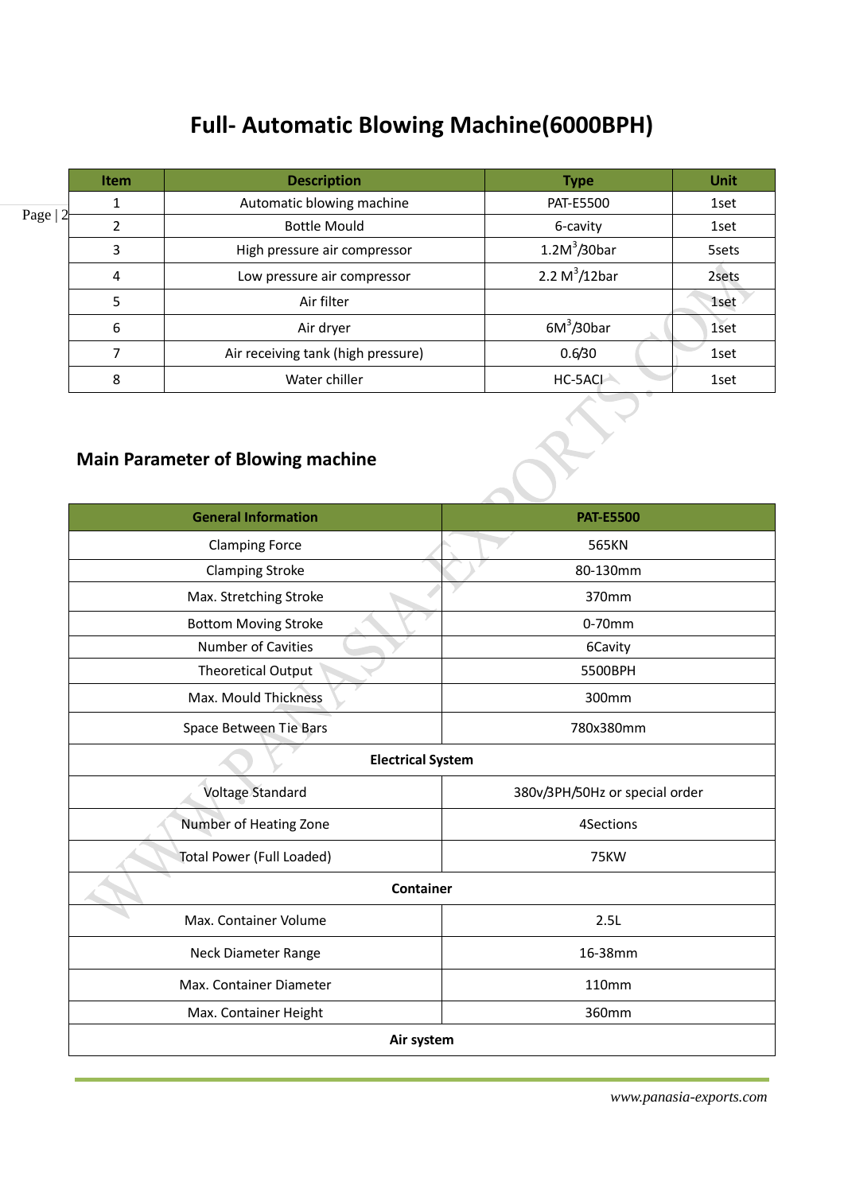# Full- Automatic Blowing Machine(6000BPH)

| Item | Description | Type | Unit |
|---|---|---|---|
| 1 | Automatic blowing machine | PAT-E5500 | 1set |
| 2 | Bottle Mould | 6-cavity | 1set |
| 3 | High pressure air compressor | $1.2M^3$/30bar | 5sets |
| 4 | Low pressure air compressor | 2.2 $M^3$/12bar | 2sets |
| 5 | Air filter | | 1set |
| 6 | Air dryer | $6M^3$/30bar | 1set |
| 7 | Air receiving tank (high pressure) | 0.6/30 | 1set |
| 8 | Water chiller | HC-5ACI | 1set |

## Main Parameter of Blowing machine

| General Information | PAT-E5500 |
|---|---|
| Clamping Force | 565KN |
| Clamping Stroke | 80-130mm |
| Max. Stretching Stroke | 370mm |
| Bottom Moving Stroke | 0-70mm |
| Number of Cavities | 6Cavity |
| Theoretical Output | 5500BPH |
| Max. Mould Thickness | 300mm |
| Space Between Tie Bars | 780x380mm |
| **Electrical System** | |
| Voltage Standard | 380v/3PH/50Hz or special order |
| Number of Heating Zone | 4Sections |
| Total Power (Full Loaded) | 75KW |
| **Container** | |
| Max. Container Volume | 2.5L |
| Neck Diameter Range | 16-38mm |
| Max. Container Diameter | 110mm |
| Max. Container Height | 360mm |
| **Air system** | |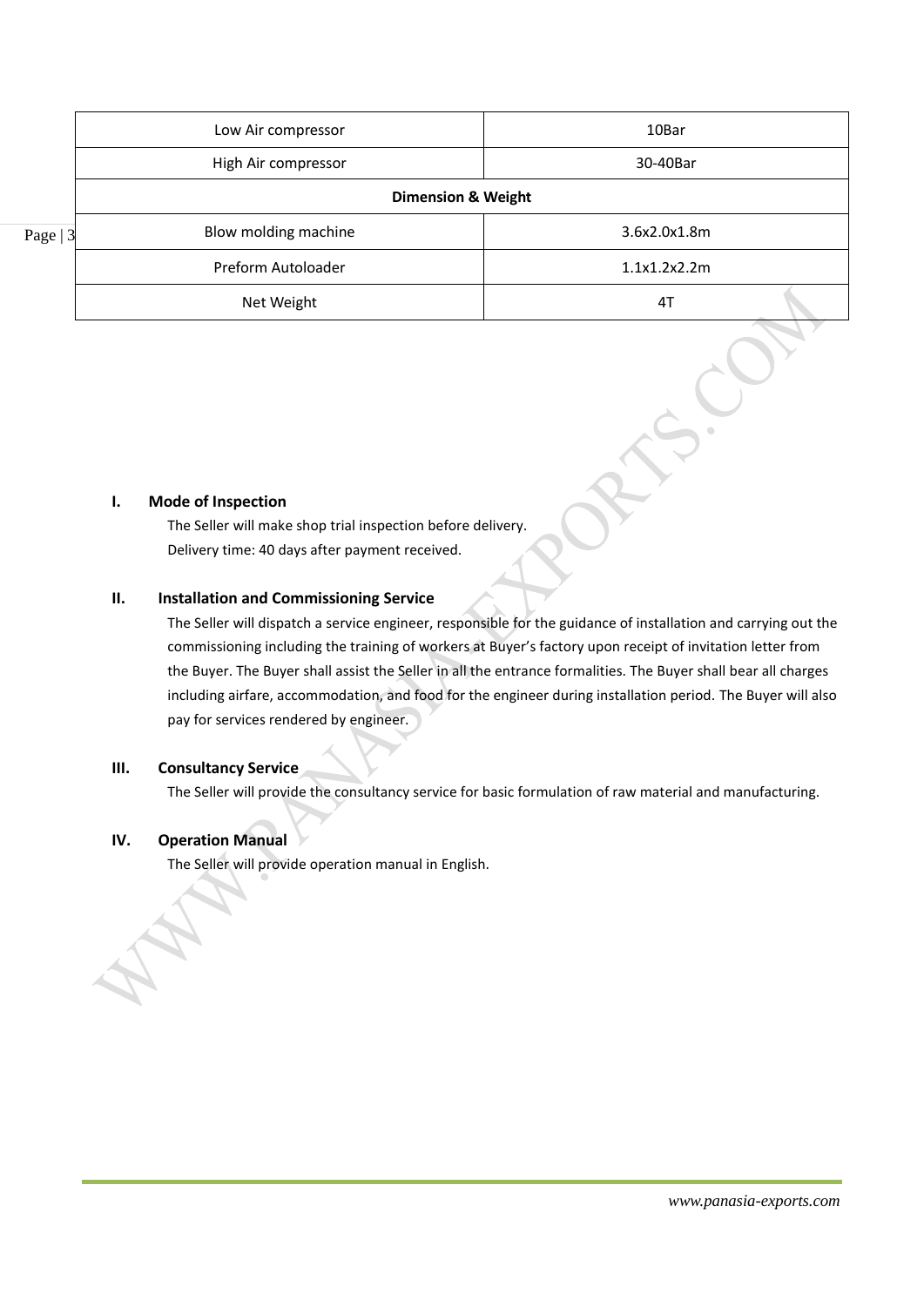| | |
|---|---|
| Low Air compressor | 10Bar |
| High Air compressor | 30-40Bar |
| **Dimension & Weight** | |
| Blow molding machine | 3.6x2.0x1.8m |
| Preform Autoloader | 1.1x1.2x2.2m |
| Net Weight | 4T |

## I. Mode of Inspection

The Seller will make shop trial inspection before delivery.
Delivery time: 40 days after payment received.

## II. Installation and Commissioning Service

The Seller will dispatch a service engineer, responsible for the guidance of installation and carrying out the commissioning including the training of workers at Buyer's factory upon receipt of invitation letter from the Buyer. The Buyer shall assist the Seller in all the entrance formalities. The Buyer shall bear all charges including airfare, accommodation, and food for the engineer during installation period. The Buyer will also pay for services rendered by engineer.

## III. Consultancy Service

The Seller will provide the consultancy service for basic formulation of raw material and manufacturing.

## IV. Operation Manual

The Seller will provide operation manual in English.